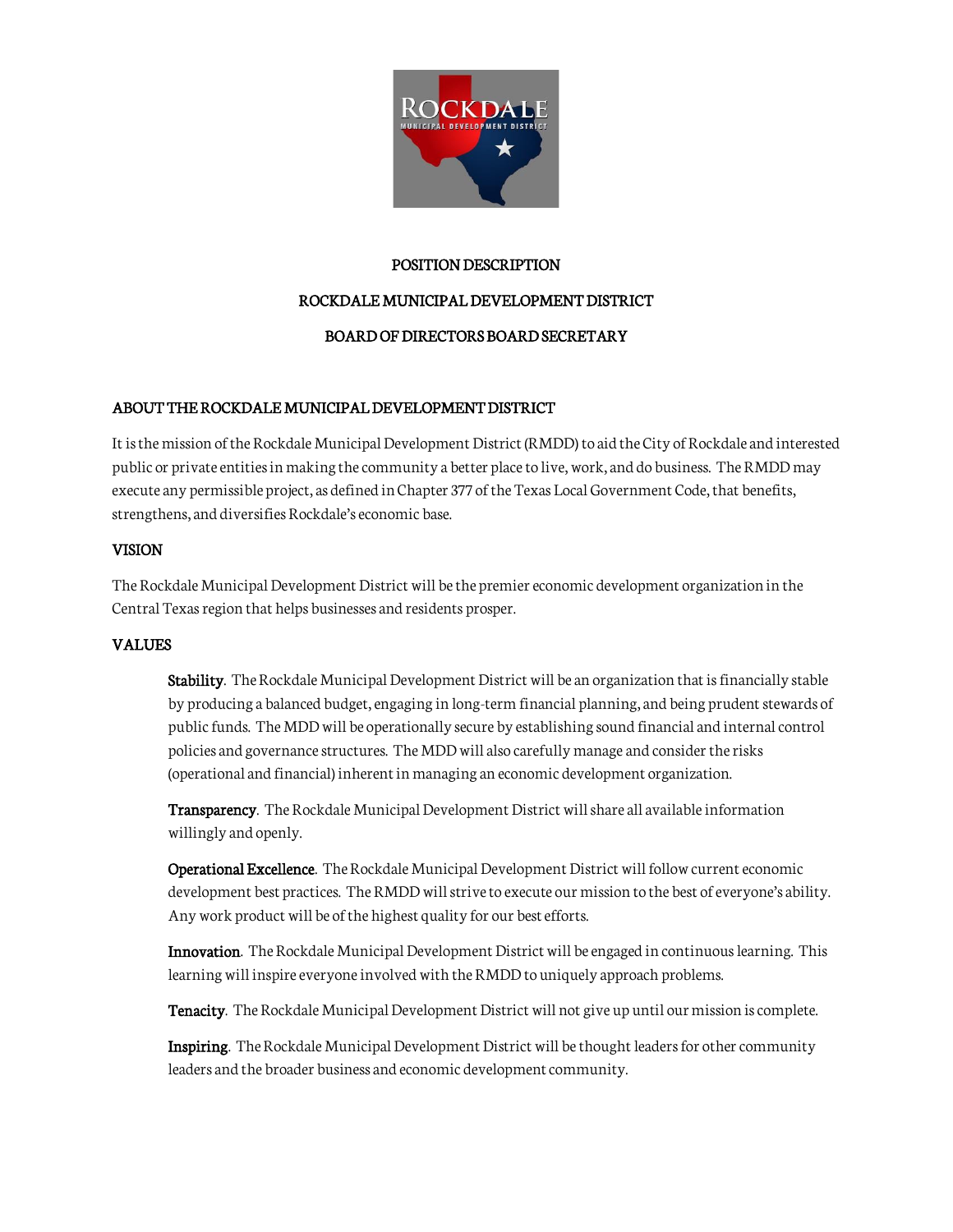# POSITION DESCRIPTION

# ROCKDALE MUNICIPAL DEVELOPMENT DISTRICT

# BOARD OF DIRECTORS BOARD SECRETARY

## ABOUT THE ROCKDALE MUNICIPAL DEVELOPMENT DISTRICT

It is the mission of the Rockdale Municipal Development District (RMDD) to aid the City of Rockdale and interested public or private entities in making the community a better place to live, work, and do business. The RMDD may execute any permissible project, as defined in Chapter 377 of the Texas Local Government Code, that benefits, strengthens, and diversifies Rockdale's economic base.

## VISION

The Rockdale Municipal Development District will be the premier economic development organization in the Central Texas region that helps businesses and residents prosper.

## VALUES

**Stability**. The Rockdale Municipal Development District will be an organization that is financially stable by producing a balanced budget, engaging in long-term financial planning, and being prudent stewards of public funds. The MDD will be operationally secure by establishing sound financial and internal control policies and governance structures. The MDD will also carefully manage and consider the risks (operational and financial) inherent in managing an economic development organization.

**Transparency**. The Rockdale Municipal Development District will share all available information willingly and openly.

**Operational Excellence**. The Rockdale Municipal Development District will follow current economic development best practices. The RMDD will strive to execute our mission to the best of everyone's ability. Any work product will be of the highest quality for our best efforts.

**Innovation**. The Rockdale Municipal Development District will be engaged in continuous learning. This learning will inspire everyone involved with the RMDD to uniquely approach problems.

**Tenacity**. The Rockdale Municipal Development District will not give up until our mission is complete.

**Inspiring**. The Rockdale Municipal Development District will be thought leaders for other community leaders and the broader business and economic development community.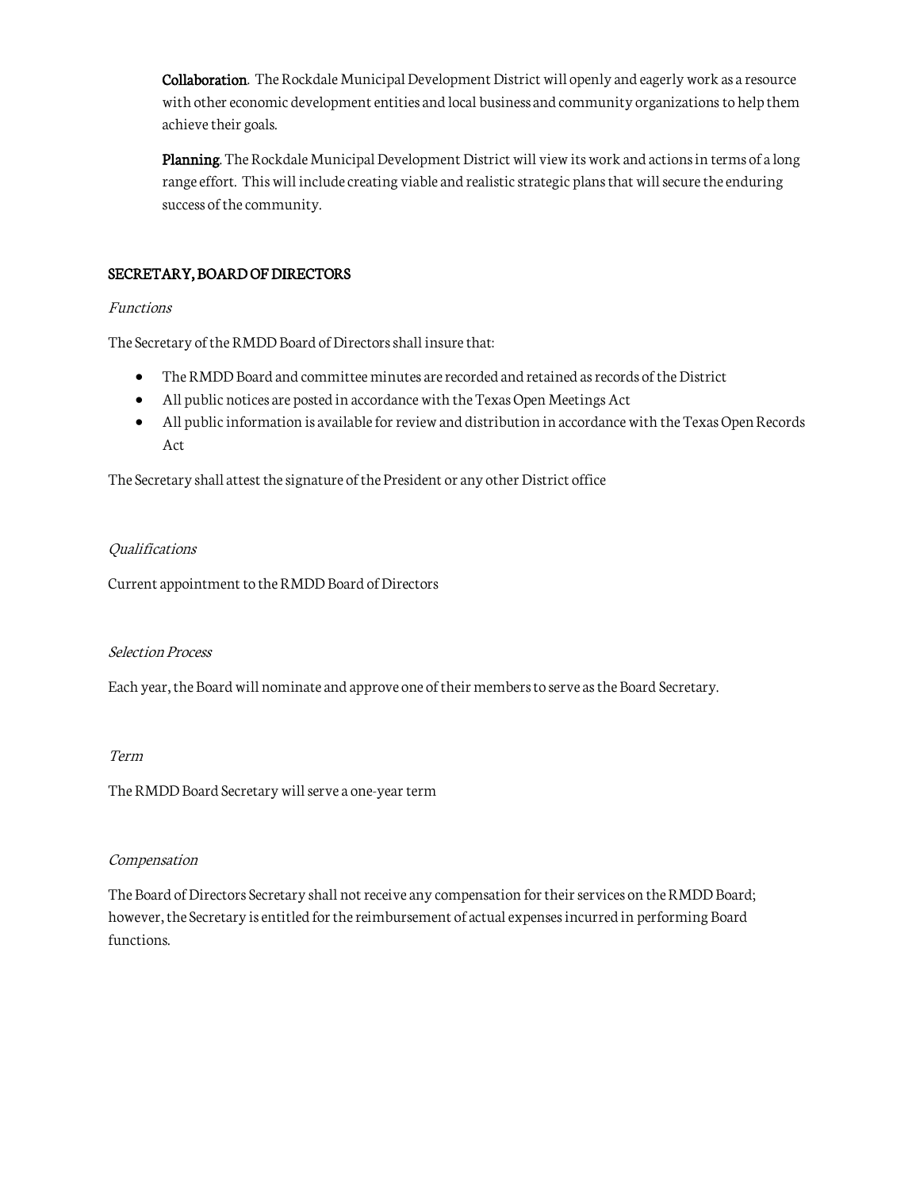**Collaboration**. The Rockdale Municipal Development District will openly and eagerly work as a resource with other economic development entities and local business and community organizations to help them achieve their goals.

**Planning**. The Rockdale Municipal Development District will view its work and actions in terms of a long range effort. This will include creating viable and realistic strategic plans that will secure the enduring success of the community.

## SECRETARY, BOARD OF DIRECTORS

*Functions*

The Secretary of the RMDD Board of Directors shall insure that:

- The RMDD Board and committee minutes are recorded and retained as records of the District
- All public notices are posted in accordance with the Texas Open Meetings Act
- All public information is available for review and distribution in accordance with the Texas Open Records Act

The Secretary shall attest the signature of the President or any other District office

*Qualifications*

Current appointment to the RMDD Board of Directors

*Selection Process*

Each year, the Board will nominate and approve one of their members to serve as the Board Secretary.

*Term*

The RMDD Board Secretary will serve a one-year term

*Compensation*

The Board of Directors Secretary shall not receive any compensation for their services on the RMDD Board; however, the Secretary is entitled for the reimbursement of actual expenses incurred in performing Board functions.